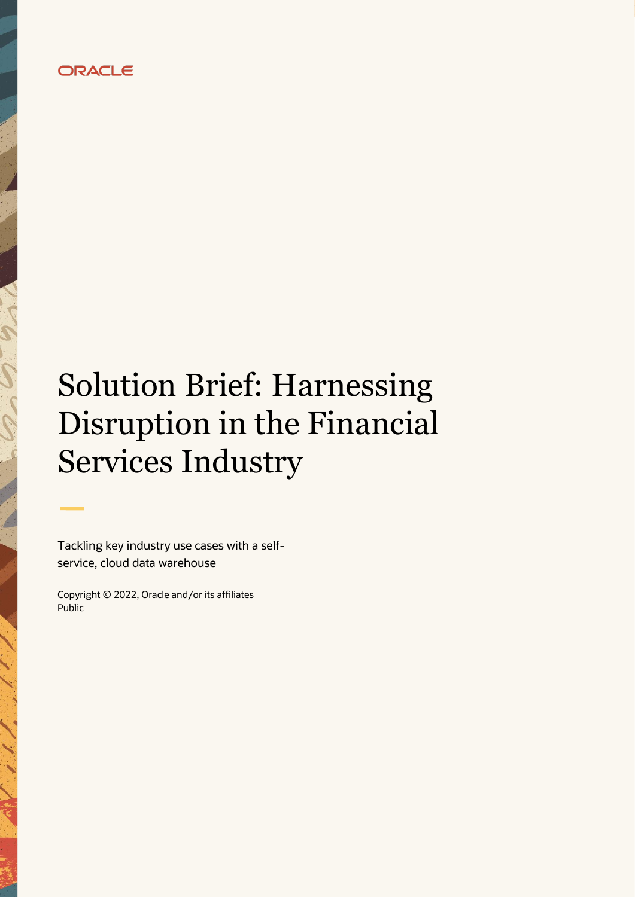ORACLE

# Solution Brief: Harnessing Disruption in the Financial Services Industry

Tackling key industry use cases with a self-service, cloud data warehouse

Copyright © 2022, Oracle and/or its affiliates
Public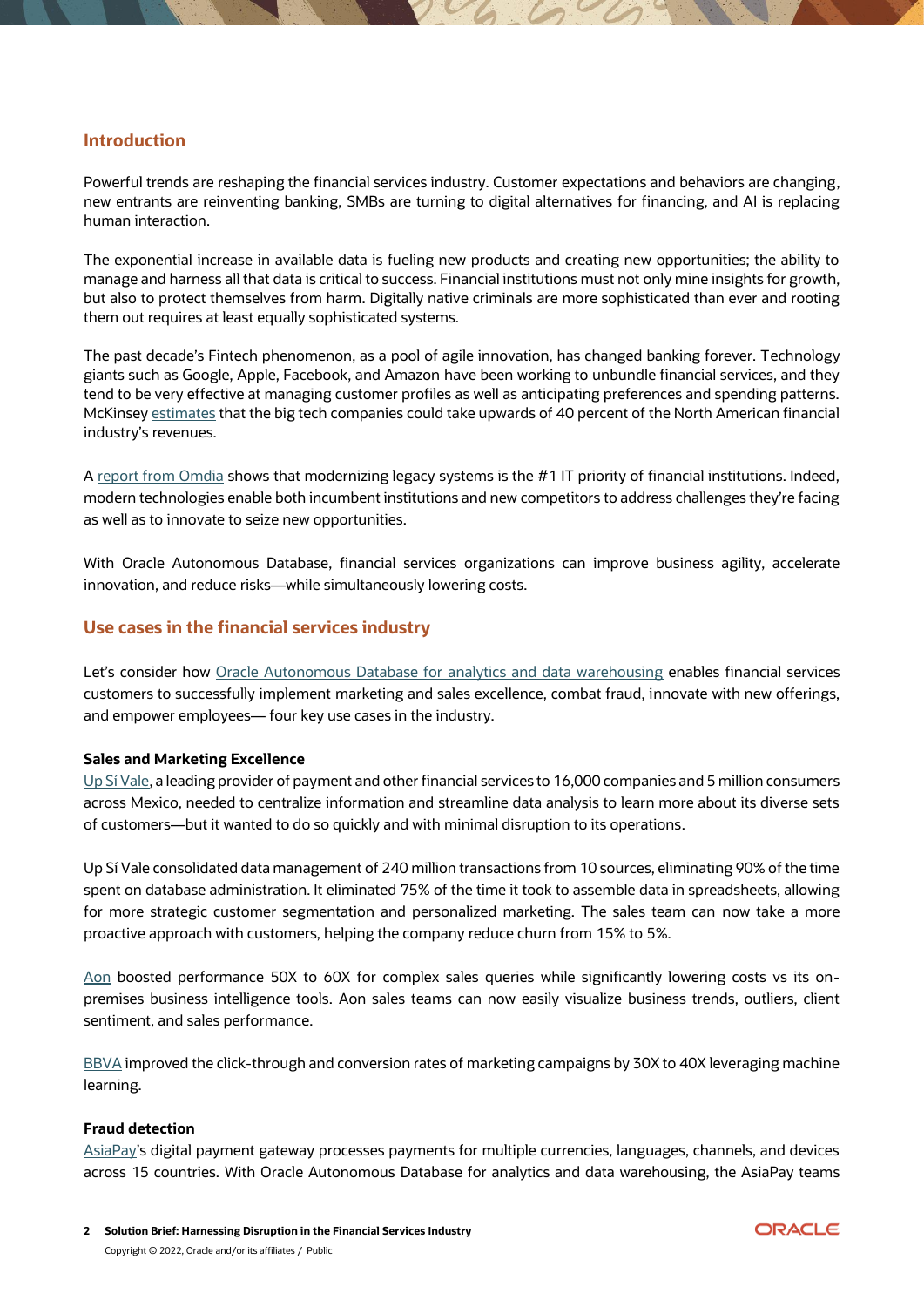## Introduction

Powerful trends are reshaping the financial services industry. Customer expectations and behaviors are changing, new entrants are reinventing banking, SMBs are turning to digital alternatives for financing, and AI is replacing human interaction.

The exponential increase in available data is fueling new products and creating new opportunities; the ability to manage and harness all that data is critical to success. Financial institutions must not only mine insights for growth, but also to protect themselves from harm. Digitally native criminals are more sophisticated than ever and rooting them out requires at least equally sophisticated systems.

The past decade's Fintech phenomenon, as a pool of agile innovation, has changed banking forever. Technology giants such as Google, Apple, Facebook, and Amazon have been working to unbundle financial services, and they tend to be very effective at managing customer profiles as well as anticipating preferences and spending patterns. McKinsey estimates that the big tech companies could take upwards of 40 percent of the North American financial industry's revenues.

A report from Omdia shows that modernizing legacy systems is the #1 IT priority of financial institutions. Indeed, modern technologies enable both incumbent institutions and new competitors to address challenges they're facing as well as to innovate to seize new opportunities.

With Oracle Autonomous Database, financial services organizations can improve business agility, accelerate innovation, and reduce risks—while simultaneously lowering costs.

## Use cases in the financial services industry

Let's consider how Oracle Autonomous Database for analytics and data warehousing enables financial services customers to successfully implement marketing and sales excellence, combat fraud, innovate with new offerings, and empower employees— four key use cases in the industry.

### Sales and Marketing Excellence

Up Sí Vale, a leading provider of payment and other financial services to 16,000 companies and 5 million consumers across Mexico, needed to centralize information and streamline data analysis to learn more about its diverse sets of customers—but it wanted to do so quickly and with minimal disruption to its operations.

Up Sí Vale consolidated data management of 240 million transactions from 10 sources, eliminating 90% of the time spent on database administration. It eliminated 75% of the time it took to assemble data in spreadsheets, allowing for more strategic customer segmentation and personalized marketing. The sales team can now take a more proactive approach with customers, helping the company reduce churn from 15% to 5%.

Aon boosted performance 50X to 60X for complex sales queries while significantly lowering costs vs its on-premises business intelligence tools. Aon sales teams can now easily visualize business trends, outliers, client sentiment, and sales performance.

BBVA improved the click-through and conversion rates of marketing campaigns by 30X to 40X leveraging machine learning.

### Fraud detection

AsiaPay's digital payment gateway processes payments for multiple currencies, languages, channels, and devices across 15 countries. With Oracle Autonomous Database for analytics and data warehousing, the AsiaPay teams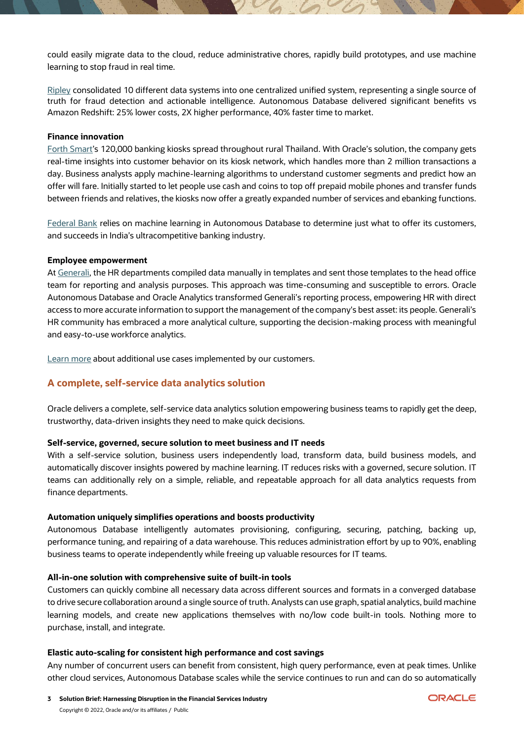could easily migrate data to the cloud, reduce administrative chores, rapidly build prototypes, and use machine learning to stop fraud in real time.

Ripley consolidated 10 different data systems into one centralized unified system, representing a single source of truth for fraud detection and actionable intelligence. Autonomous Database delivered significant benefits vs Amazon Redshift: 25% lower costs, 2X higher performance, 40% faster time to market.

**Finance innovation**

Forth Smart's 120,000 banking kiosks spread throughout rural Thailand. With Oracle's solution, the company gets real-time insights into customer behavior on its kiosk network, which handles more than 2 million transactions a day. Business analysts apply machine-learning algorithms to understand customer segments and predict how an offer will fare. Initially started to let people use cash and coins to top off prepaid mobile phones and transfer funds between friends and relatives, the kiosks now offer a greatly expanded number of services and ebanking functions.

Federal Bank relies on machine learning in Autonomous Database to determine just what to offer its customers, and succeeds in India's ultracompetitive banking industry.

**Employee empowerment**

At Generali, the HR departments compiled data manually in templates and sent those templates to the head office team for reporting and analysis purposes. This approach was time-consuming and susceptible to errors. Oracle Autonomous Database and Oracle Analytics transformed Generali's reporting process, empowering HR with direct access to more accurate information to support the management of the company's best asset: its people. Generali's HR community has embraced a more analytical culture, supporting the decision-making process with meaningful and easy-to-use workforce analytics.

Learn more about additional use cases implemented by our customers.

## A complete, self-service data analytics solution

Oracle delivers a complete, self-service data analytics solution empowering business teams to rapidly get the deep, trustworthy, data-driven insights they need to make quick decisions.

**Self-service, governed, secure solution to meet business and IT needs**

With a self-service solution, business users independently load, transform data, build business models, and automatically discover insights powered by machine learning. IT reduces risks with a governed, secure solution. IT teams can additionally rely on a simple, reliable, and repeatable approach for all data analytics requests from finance departments.

**Automation uniquely simplifies operations and boosts productivity**

Autonomous Database intelligently automates provisioning, configuring, securing, patching, backing up, performance tuning, and repairing of a data warehouse. This reduces administration effort by up to 90%, enabling business teams to operate independently while freeing up valuable resources for IT teams.

**All-in-one solution with comprehensive suite of built-in tools**

Customers can quickly combine all necessary data across different sources and formats in a converged database to drive secure collaboration around a single source of truth. Analysts can use graph, spatial analytics, build machine learning models, and create new applications themselves with no/low code built-in tools. Nothing more to purchase, install, and integrate.

**Elastic auto-scaling for consistent high performance and cost savings**

Any number of concurrent users can benefit from consistent, high query performance, even at peak times. Unlike other cloud services, Autonomous Database scales while the service continues to run and can do so automatically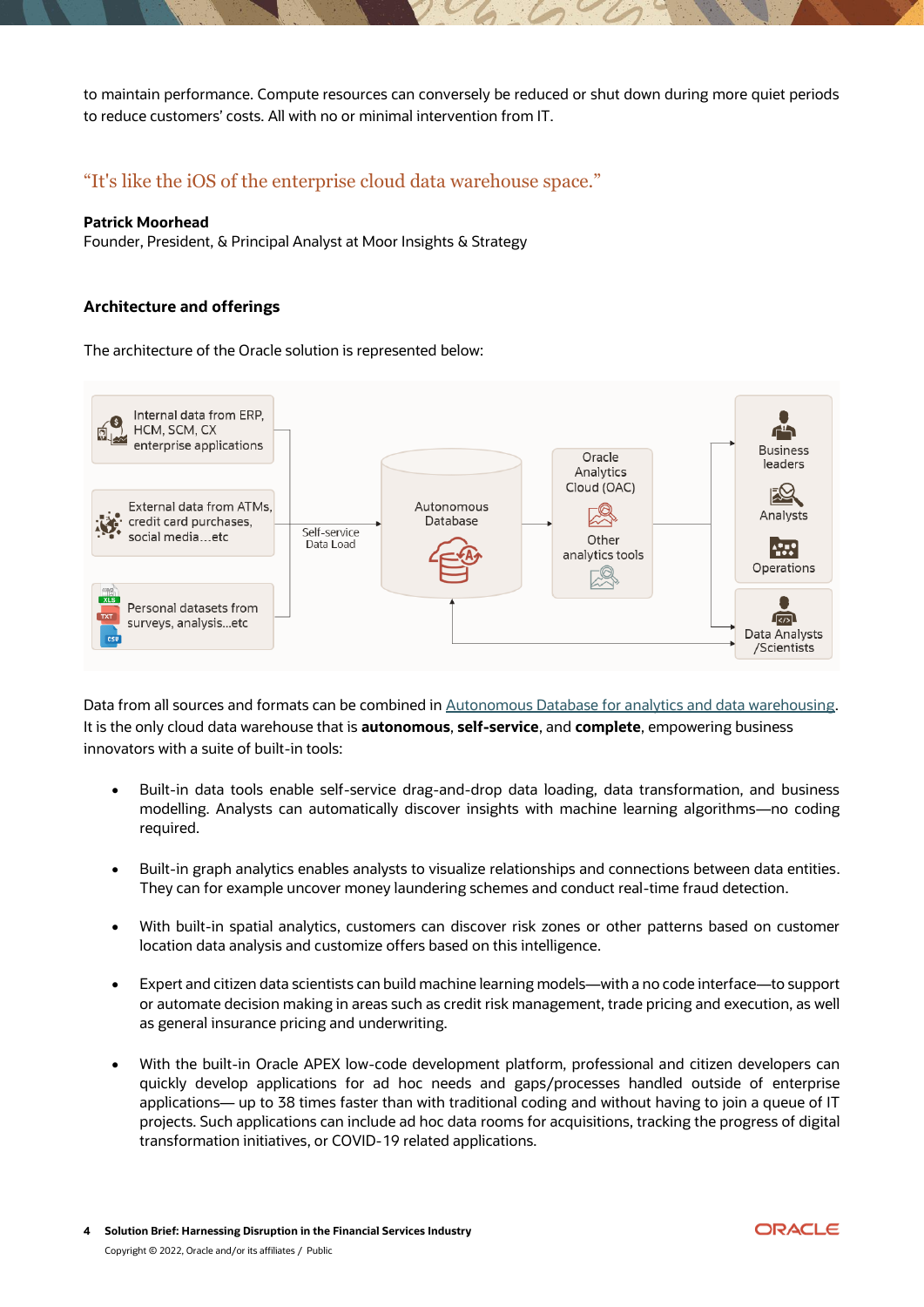to maintain performance. Compute resources can conversely be reduced or shut down during more quiet periods to reduce customers' costs. All with no or minimal intervention from IT.

> "It's like the iOS of the enterprise cloud data warehouse space."

**Patrick Moorhead**
Founder, President, & Principal Analyst at Moor Insights & Strategy

### Architecture and offerings

The architecture of the Oracle solution is represented below:

Internal data from ERP, HCM, SCM, CX enterprise applications

External data from ATMs, credit card purchases, social media…etc

Personal datasets from surveys, analysis…etc

Self-service Data Load

Autonomous Database

Oracle Analytics Cloud (OAC)

Other analytics tools

Business leaders

Analysts

Operations

Data Analysts /Scientists

Data from all sources and formats can be combined in [Autonomous Database for analytics and data warehousing](). It is the only cloud data warehouse that is **autonomous**, **self-service**, and **complete**, empowering business innovators with a suite of built-in tools:

- Built-in data tools enable self-service drag-and-drop data loading, data transformation, and business modelling. Analysts can automatically discover insights with machine learning algorithms—no coding required.
- Built-in graph analytics enables analysts to visualize relationships and connections between data entities. They can for example uncover money laundering schemes and conduct real-time fraud detection.
- With built-in spatial analytics, customers can discover risk zones or other patterns based on customer location data analysis and customize offers based on this intelligence.
- Expert and citizen data scientists can build machine learning models—with a no code interface—to support or automate decision making in areas such as credit risk management, trade pricing and execution, as well as general insurance pricing and underwriting.
- With the built-in Oracle APEX low-code development platform, professional and citizen developers can quickly develop applications for ad hoc needs and gaps/processes handled outside of enterprise applications— up to 38 times faster than with traditional coding and without having to join a queue of IT projects. Such applications can include ad hoc data rooms for acquisitions, tracking the progress of digital transformation initiatives, or COVID-19 related applications.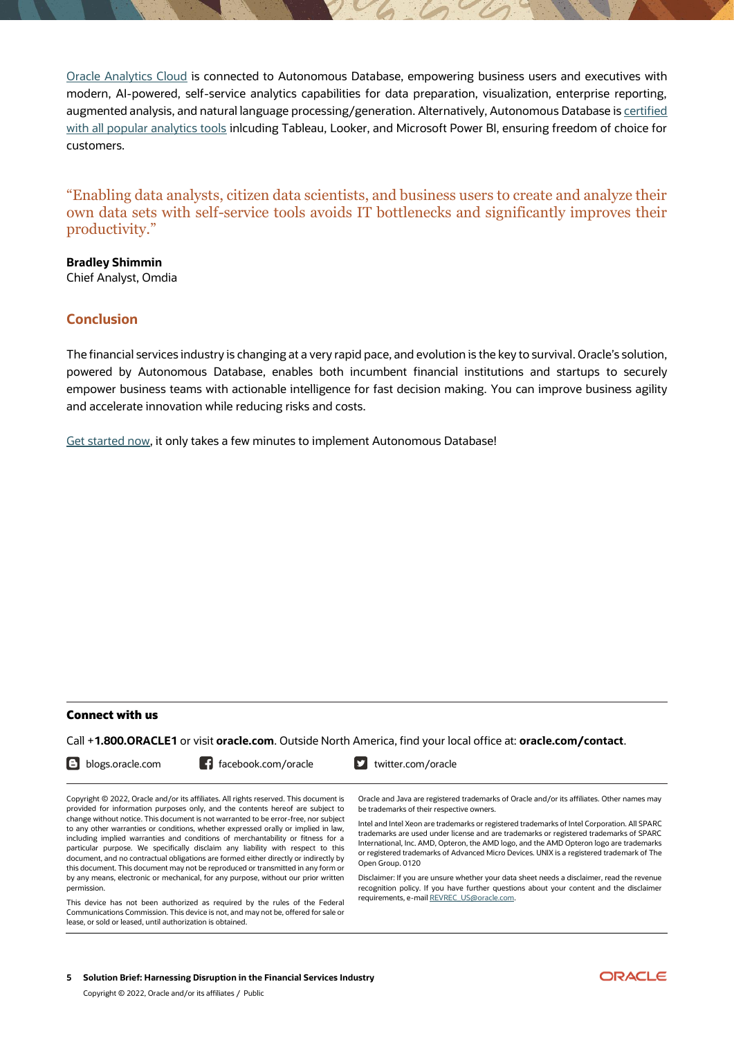[Oracle Analytics Cloud](#) is connected to Autonomous Database, empowering business users and executives with modern, AI-powered, self-service analytics capabilities for data preparation, visualization, enterprise reporting, augmented analysis, and natural language processing/generation. Alternatively, Autonomous Database is [certified with all popular analytics tools](#) inlcuding Tableau, Looker, and Microsoft Power BI, ensuring freedom of choice for customers.

> "Enabling data analysts, citizen data scientists, and business users to create and analyze their own data sets with self-service tools avoids IT bottlenecks and significantly improves their productivity."

**Bradley Shimmin**
Chief Analyst, Omdia

## Conclusion

The financial services industry is changing at a very rapid pace, and evolution is the key to survival. Oracle's solution, powered by Autonomous Database, enables both incumbent financial institutions and startups to securely empower business teams with actionable intelligence for fast decision making. You can improve business agility and accelerate innovation while reducing risks and costs.

[Get started now](#), it only takes a few minutes to implement Autonomous Database!

**Connect with us**

Call +**1.800.ORACLE1** or visit **oracle.com**. Outside North America, find your local office at: **oracle.com/contact**.

blogs.oracle.com    facebook.com/oracle    twitter.com/oracle

Copyright © 2022, Oracle and/or its affiliates. All rights reserved. This document is provided for information purposes only, and the contents hereof are subject to change without notice. This document is not warranted to be error-free, nor subject to any other warranties or conditions, whether expressed orally or implied in law, including implied warranties and conditions of merchantability or fitness for a particular purpose. We specifically disclaim any liability with respect to this document, and no contractual obligations are formed either directly or indirectly by this document. This document may not be reproduced or transmitted in any form or by any means, electronic or mechanical, for any purpose, without our prior written permission.

This device has not been authorized as required by the rules of the Federal Communications Commission. This device is not, and may not be, offered for sale or lease, or sold or leased, until authorization is obtained.

Oracle and Java are registered trademarks of Oracle and/or its affiliates. Other names may be trademarks of their respective owners.

Intel and Intel Xeon are trademarks or registered trademarks of Intel Corporation. All SPARC trademarks are used under license and are trademarks or registered trademarks of SPARC International, Inc. AMD, Opteron, the AMD logo, and the AMD Opteron logo are trademarks or registered trademarks of Advanced Micro Devices. UNIX is a registered trademark of The Open Group. 0120

Disclaimer: If you are unsure whether your data sheet needs a disclaimer, read the revenue recognition policy. If you have further questions about your content and the disclaimer requirements, e-mail [REVREC_US@oracle.com](mailto:REVREC_US@oracle.com).